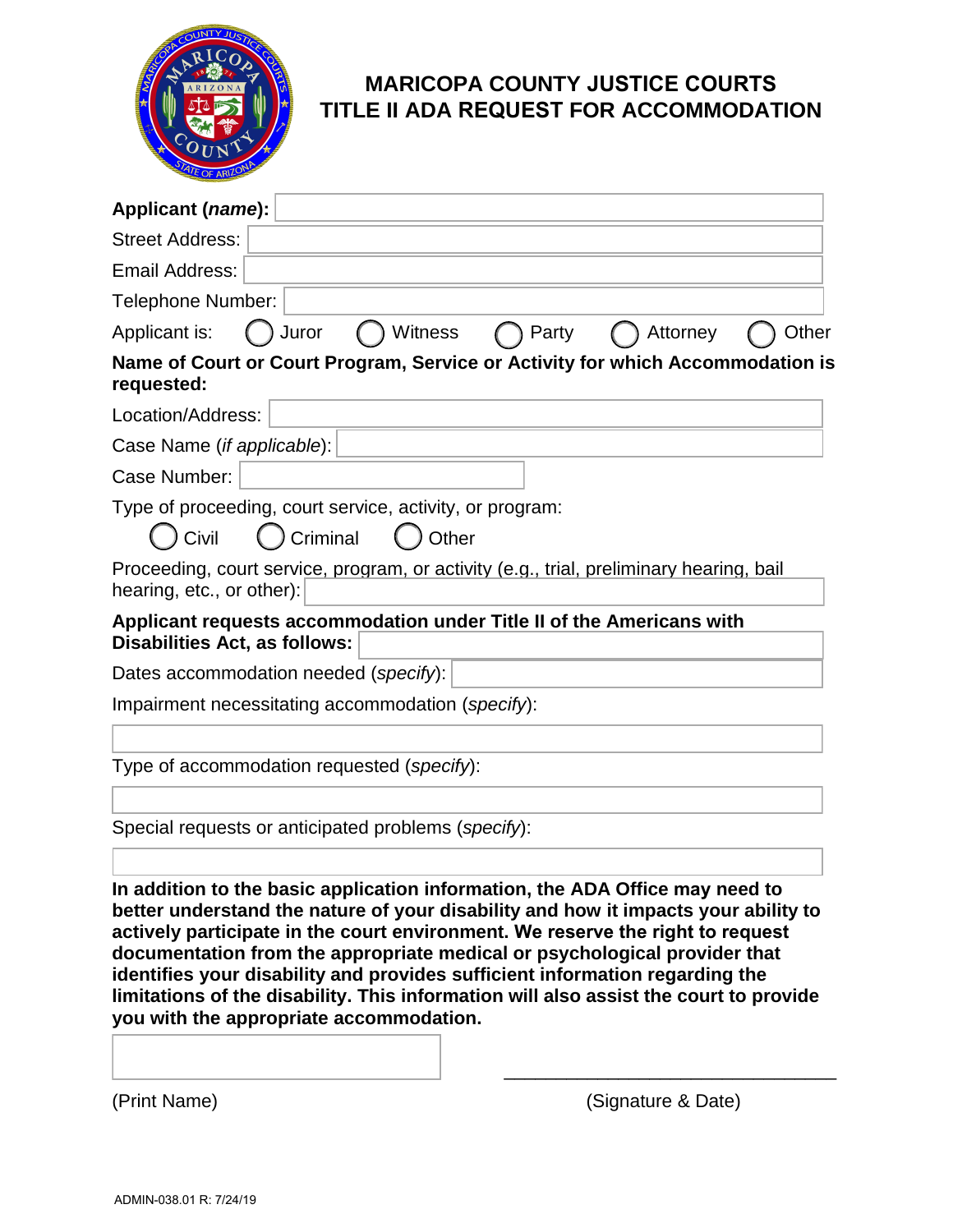# MARICOPA COUNTY JUSTICE COURTS
# TITLE II ADA REQUEST FOR ACCOMMODATION

**Applicant (*name*):** ____________________

Street Address: ____________________

Email Address: ____________________

Telephone Number: ____________________

Applicant is: ◯ Juror ◯ Witness ◯ Party ◯ Attorney ◯ Other

**Name of Court or Court Program, Service or Activity for which Accommodation is requested:**

Location/Address: ____________________

Case Name (*if applicable*): ____________________

Case Number: ____________________

Type of proceeding, court service, activity, or program:

◯ Civil ◯ Criminal ◯ Other

Proceeding, court service, program, or activity (e.g., trial, preliminary hearing, bail hearing, etc., or other): ____________________

**Applicant requests accommodation under Title II of the Americans with Disabilities Act, as follows:** ____________________

Dates accommodation needed (*specify*): ____________________

Impairment necessitating accommodation (*specify*):

____________________

Type of accommodation requested (*specify*):

____________________

Special requests or anticipated problems (*specify*):

____________________

**In addition to the basic application information, the ADA Office may need to better understand the nature of your disability and how it impacts your ability to actively participate in the court environment. We reserve the right to request documentation from the appropriate medical or psychological provider that identifies your disability and provides sufficient information regarding the limitations of the disability. This information will also assist the court to provide you with the appropriate accommodation.**

____________________ ____________________

(Print Name) (Signature & Date)

ADMIN-038.01 R: 7/24/19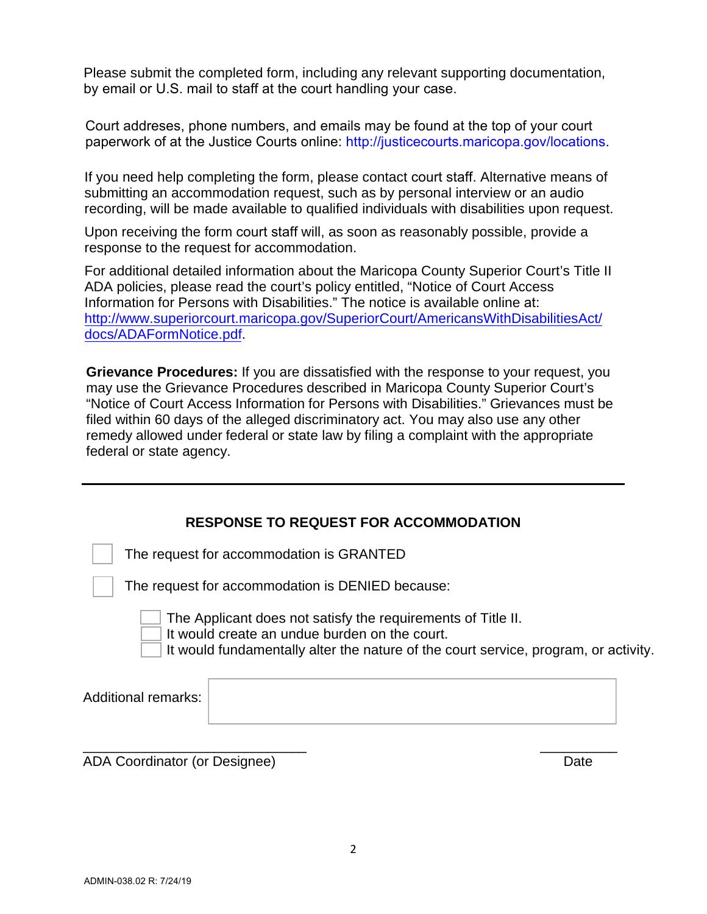Please submit the completed form, including any relevant supporting documentation, by email or U.S. mail to staff at the court handling your case.

Court addreses, phone numbers, and emails may be found at the top of your court paperwork of at the Justice Courts online: http://justicecourts.maricopa.gov/locations.

If you need help completing the form, please contact court staff. Alternative means of submitting an accommodation request, such as by personal interview or an audio recording, will be made available to qualified individuals with disabilities upon request.

Upon receiving the form court staff will, as soon as reasonably possible, provide a response to the request for accommodation.

For additional detailed information about the Maricopa County Superior Court's Title II ADA policies, please read the court's policy entitled, "Notice of Court Access Information for Persons with Disabilities." The notice is available online at: http://www.superiorcourt.maricopa.gov/SuperiorCourt/AmericansWithDisabilitiesAct/docs/ADAFormNotice.pdf.

**Grievance Procedures:** If you are dissatisfied with the response to your request, you may use the Grievance Procedures described in Maricopa County Superior Court's "Notice of Court Access Information for Persons with Disabilities." Grievances must be filed within 60 days of the alleged discriminatory act. You may also use any other remedy allowed under federal or state law by filing a complaint with the appropriate federal or state agency.

---

**RESPONSE TO REQUEST FOR ACCOMMODATION**

☐ The request for accommodation is GRANTED

☐ The request for accommodation is DENIED because:

- ☐ The Applicant does not satisfy the requirements of Title II.
- ☐ It would create an undue burden on the court.
- ☐ It would fundamentally alter the nature of the court service, program, or activity.

Additional remarks: ______________________________

______________________________ ADA Coordinator (or Designee)

__________ Date

ADMIN-038.02 R: 7/24/19